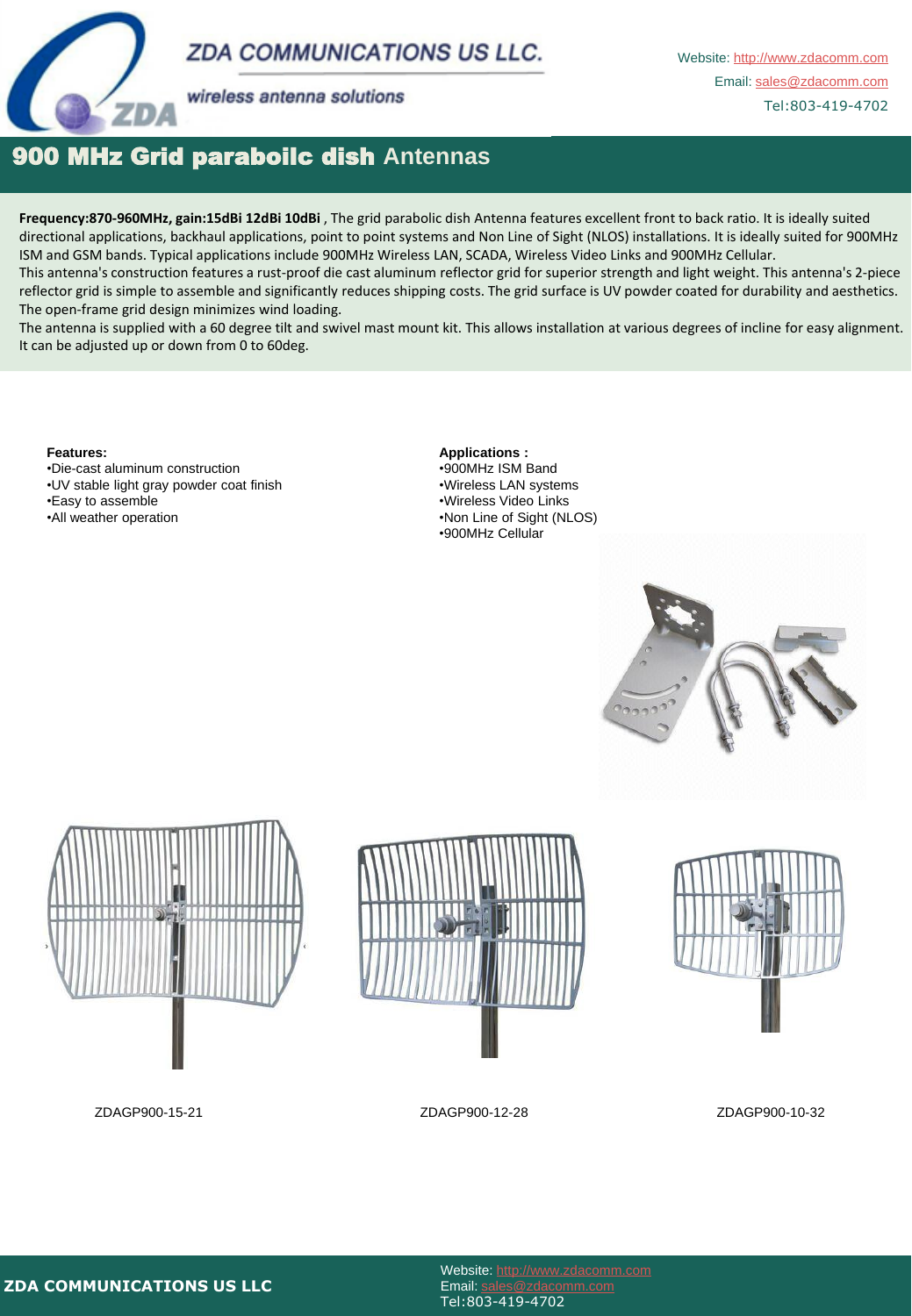ZDA COMMUNICATIONS US LLC.

*wireless antenna solutions*

Website: http://www.zdacomm.com
Email: sales@zdacomm.com
Tel:803-419-4702

# 900 MHz Grid paraboilc dish Antennas

**Frequency:870-960MHz, gain:15dBi 12dBi 10dBi** , The grid parabolic dish Antenna features excellent front to back ratio. It is ideally suited directional applications, backhaul applications, point to point systems and Non Line of Sight (NLOS) installations. It is ideally suited for 900MHz ISM and GSM bands. Typical applications include 900MHz Wireless LAN, SCADA, Wireless Video Links and 900MHz Cellular.
This antenna's construction features a rust-proof die cast aluminum reflector grid for superior strength and light weight. This antenna's 2-piece reflector grid is simple to assemble and significantly reduces shipping costs. The grid surface is UV powder coated for durability and aesthetics. The open-frame grid design minimizes wind loading.
The antenna is supplied with a 60 degree tilt and swivel mast mount kit. This allows installation at various degrees of incline for easy alignment. It can be adjusted up or down from 0 to 60deg.

**Features:**
- Die-cast aluminum construction
- UV stable light gray powder coat finish
- Easy to assemble
- All weather operation

**Applications :**
- 900MHz ISM Band
- Wireless LAN systems
- Wireless Video Links
- Non Line of Sight (NLOS)
- 900MHz Cellular

ZDAGP900-15-21

ZDAGP900-12-28

ZDAGP900-10-32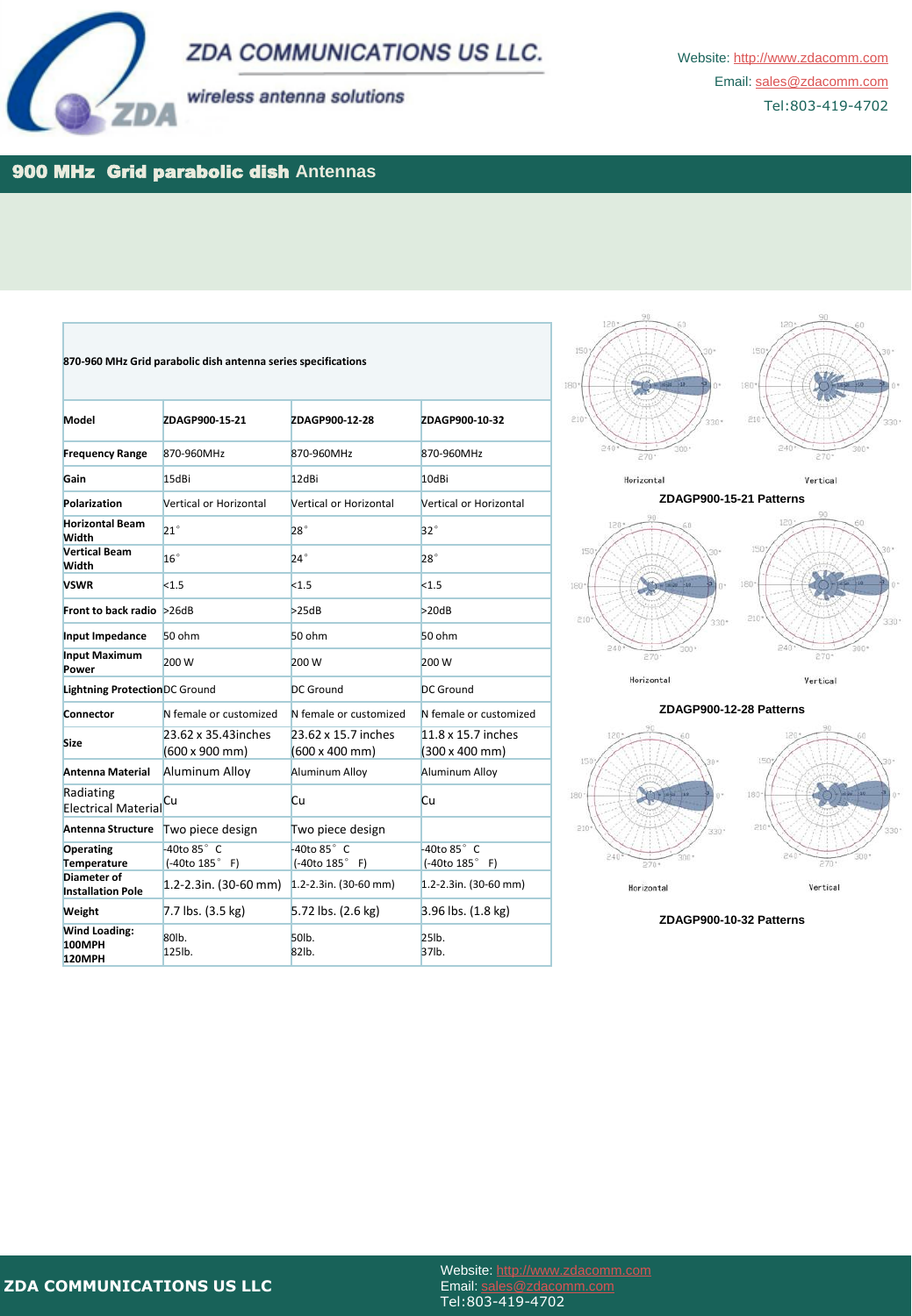## 900 MHz Grid parabolic dish Antennas

870-960 MHz Grid parabolic dish antenna series specifications

| Model | ZDAGP900-15-21 | ZDAGP900-12-28 | ZDAGP900-10-32 |
|---|---|---|---|
| Frequency Range | 870-960MHz | 870-960MHz | 870-960MHz |
| Gain | 15dBi | 12dBi | 10dBi |
| Polarization | Vertical or Horizontal | Vertical or Horizontal | Vertical or Horizontal |
| Horizontal Beam Width | 21° | 28° | 32° |
| Vertical Beam Width | 16° | 24° | 28° |
| VSWR | <1.5 | <1.5 | <1.5 |
| Front to back radio | >26dB | >25dB | >20dB |
| Input Impedance | 50 ohm | 50 ohm | 50 ohm |
| Input Maximum Power | 200 W | 200 W | 200 W |
| Lightning Protection | DC Ground | DC Ground | DC Ground |
| Connector | N female or customized | N female or customized | N female or customized |
| Size | 23.62 x 35.43inches (600 x 900 mm) | 23.62 x 15.7 inches (600 x 400 mm) | 11.8 x 15.7 inches (300 x 400 mm) |
| Antenna Material | Aluminum Alloy | Aluminum Alloy | Aluminum Alloy |
| Radiating Electrical Material | Cu | Cu | Cu |
| Antenna Structure | Two piece design | Two piece design | |
| Operating Temperature | -40to 85° C (-40to 185° F) | -40to 85° C (-40to 185° F) | -40to 85° C (-40to 185° F) |
| Diameter of Installation Pole | 1.2-2.3in. (30-60 mm) | 1.2-2.3in. (30-60 mm) | 1.2-2.3in. (30-60 mm) |
| Weight | 7.7 lbs. (3.5 kg) | 5.72 lbs. (2.6 kg) | 3.96 lbs. (1.8 kg) |
| Wind Loading: 100MPH 120MPH | 80lb. 125lb. | 50lb. 82lb. | 25lb. 37lb. |

Horizontal Vertical

ZDAGP900-15-21 Patterns

Horizontal Vertical

ZDAGP900-12-28 Patterns

Horizontal Vertical

ZDAGP900-10-32 Patterns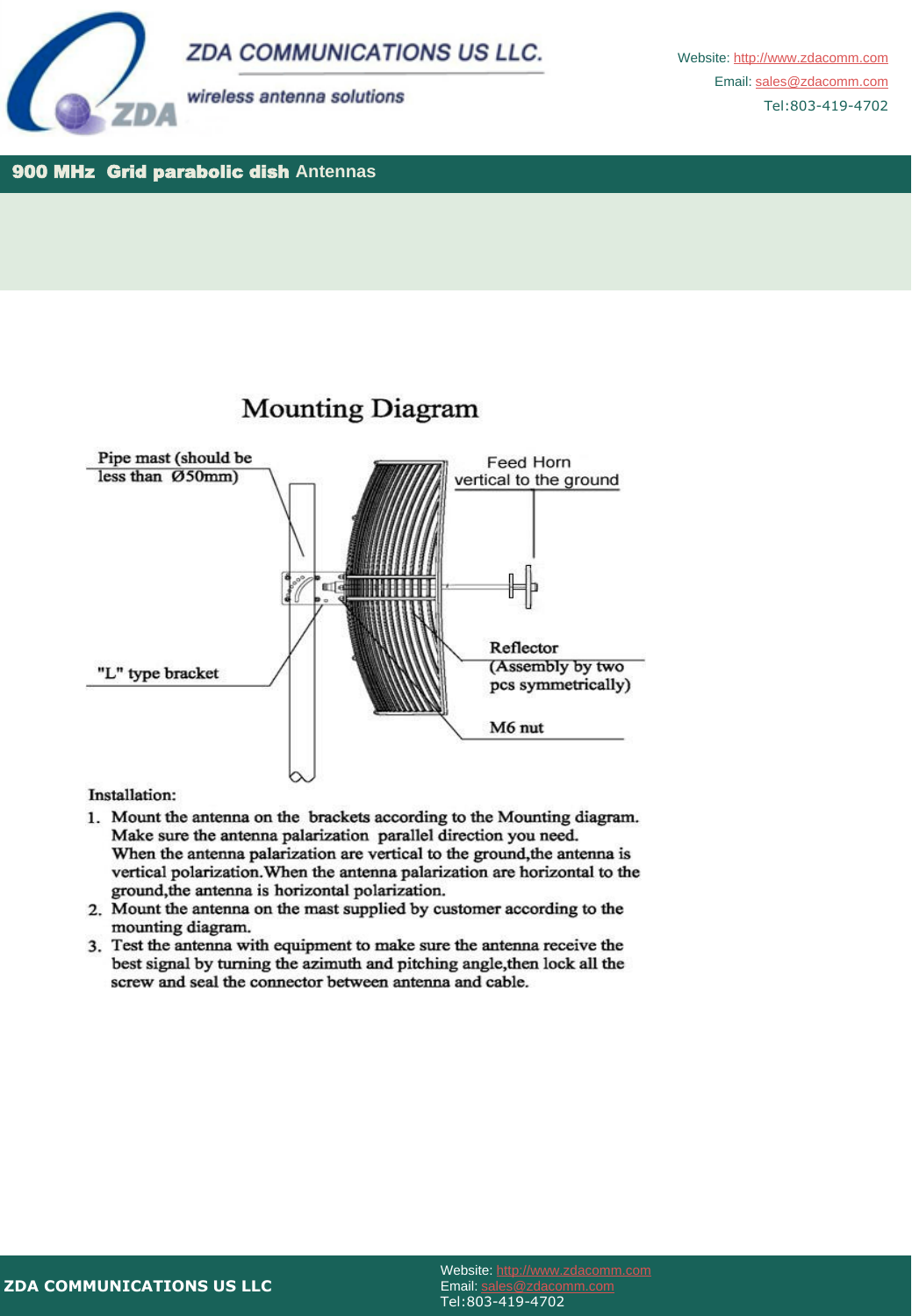# 900 MHz Grid parabolic dish Antennas

## Mounting Diagram

Pipe mast (should be less than Ø50mm)

Feed Horn vertical to the ground

"L" type bracket

Reflector (Assembly by two pcs symmetrically)

M6 nut

Installation:

1. Mount the antenna on the brackets according to the Mounting diagram. Make sure the antenna palarization parallel direction you need. When the antenna palarization are vertical to the ground,the antenna is vertical polarization.When the antenna palarization are horizontal to the ground,the antenna is horizontal polarization.
2. Mount the antenna on the mast supplied by customer according to the mounting diagram.
3. Test the antenna with equipment to make sure the antenna receive the best signal by turning the azimuth and pitching angle,then lock all the screw and seal the connector between antenna and cable.